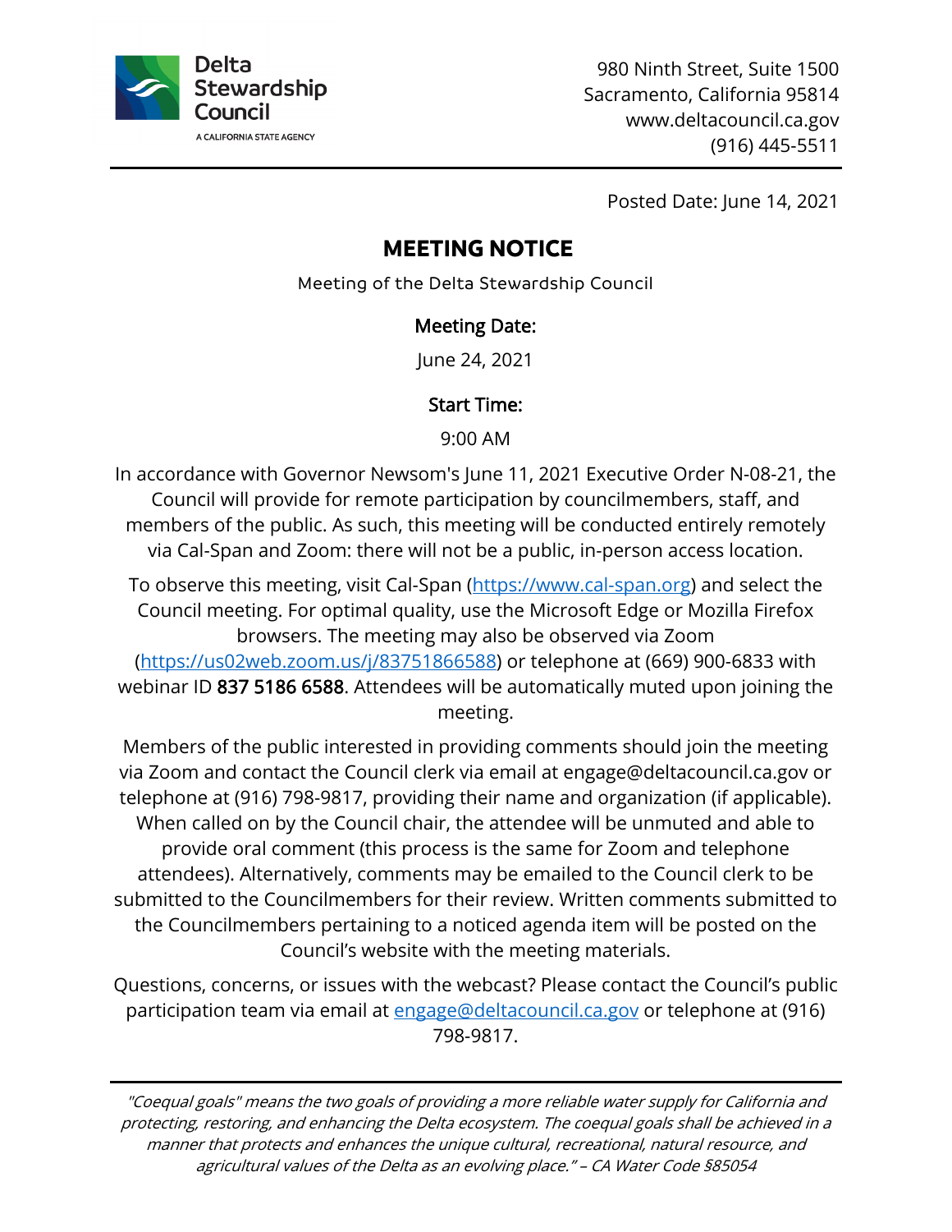Delta Stewardship Council
A CALIFORNIA STATE AGENCY

980 Ninth Street, Suite 1500
Sacramento, California 95814
www.deltacouncil.ca.gov
(916) 445-5511

Posted Date: June 14, 2021

# MEETING NOTICE

Meeting of the Delta Stewardship Council

**Meeting Date:**

June 24, 2021

**Start Time:**

9:00 AM

In accordance with Governor Newsom's June 11, 2021 Executive Order N-08-21, the Council will provide for remote participation by councilmembers, staff, and members of the public. As such, this meeting will be conducted entirely remotely via Cal-Span and Zoom: there will not be a public, in-person access location.

To observe this meeting, visit Cal-Span (https://www.cal-span.org) and select the Council meeting. For optimal quality, use the Microsoft Edge or Mozilla Firefox browsers. The meeting may also be observed via Zoom (https://us02web.zoom.us/j/83751866588) or telephone at (669) 900-6833 with webinar ID 837 5186 6588. Attendees will be automatically muted upon joining the meeting.

Members of the public interested in providing comments should join the meeting via Zoom and contact the Council clerk via email at engage@deltacouncil.ca.gov or telephone at (916) 798-9817, providing their name and organization (if applicable). When called on by the Council chair, the attendee will be unmuted and able to provide oral comment (this process is the same for Zoom and telephone attendees). Alternatively, comments may be emailed to the Council clerk to be submitted to the Councilmembers for their review. Written comments submitted to the Councilmembers pertaining to a noticed agenda item will be posted on the Council's website with the meeting materials.

Questions, concerns, or issues with the webcast? Please contact the Council's public participation team via email at engage@deltacouncil.ca.gov or telephone at (916) 798-9817.

---

*"Coequal goals" means the two goals of providing a more reliable water supply for California and protecting, restoring, and enhancing the Delta ecosystem. The coequal goals shall be achieved in a manner that protects and enhances the unique cultural, recreational, natural resource, and agricultural values of the Delta as an evolving place." – CA Water Code §85054*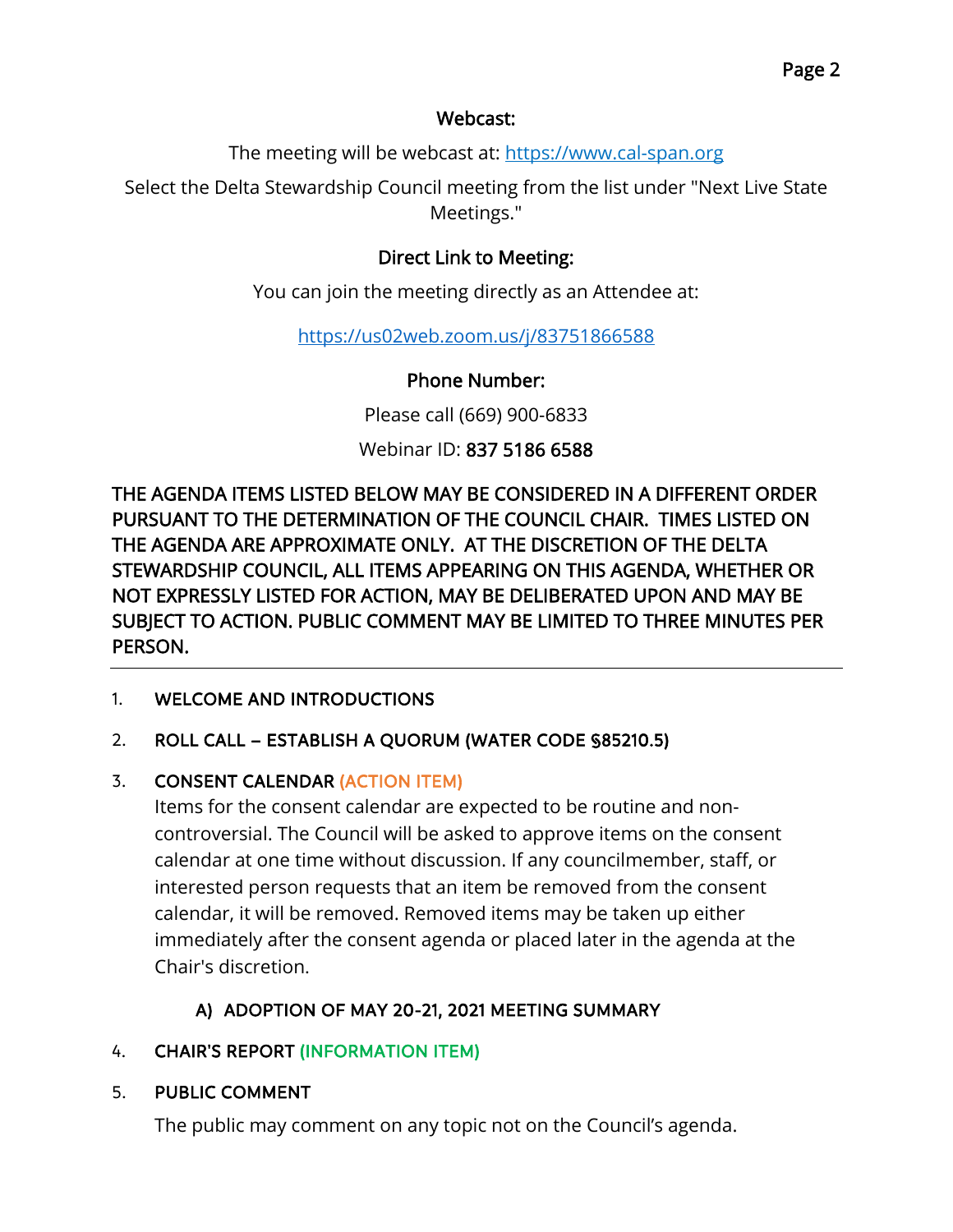### Webcast:

The meeting will be webcast at: [https://www.cal-span.org](https://www.cal-span.org)

Select the Delta Stewardship Council meeting from the list under "Next Live State Meetings."

### Direct Link to Meeting:

You can join the meeting directly as an Attendee at:

[https://us02web.zoom.us/j/83751866588](https://us02web.zoom.us/j/83751866588)

### Phone Number:

Please call (669) 900-6833

Webinar ID: **837 5186 6588**

**THE AGENDA ITEMS LISTED BELOW MAY BE CONSIDERED IN A DIFFERENT ORDER PURSUANT TO THE DETERMINATION OF THE COUNCIL CHAIR. TIMES LISTED ON THE AGENDA ARE APPROXIMATE ONLY. AT THE DISCRETION OF THE DELTA STEWARDSHIP COUNCIL, ALL ITEMS APPEARING ON THIS AGENDA, WHETHER OR NOT EXPRESSLY LISTED FOR ACTION, MAY BE DELIBERATED UPON AND MAY BE SUBJECT TO ACTION. PUBLIC COMMENT MAY BE LIMITED TO THREE MINUTES PER PERSON.**

---

1. **WELCOME AND INTRODUCTIONS**

2. **ROLL CALL – ESTABLISH A QUORUM (WATER CODE §85210.5)**

3. **CONSENT CALENDAR (ACTION ITEM)**

   Items for the consent calendar are expected to be routine and non-controversial. The Council will be asked to approve items on the consent calendar at one time without discussion. If any councilmember, staff, or interested person requests that an item be removed from the consent calendar, it will be removed. Removed items may be taken up either immediately after the consent agenda or placed later in the agenda at the Chair's discretion.

   **A) ADOPTION OF MAY 20-21, 2021 MEETING SUMMARY**

4. **CHAIR'S REPORT (INFORMATION ITEM)**

5. **PUBLIC COMMENT**

   The public may comment on any topic not on the Council's agenda.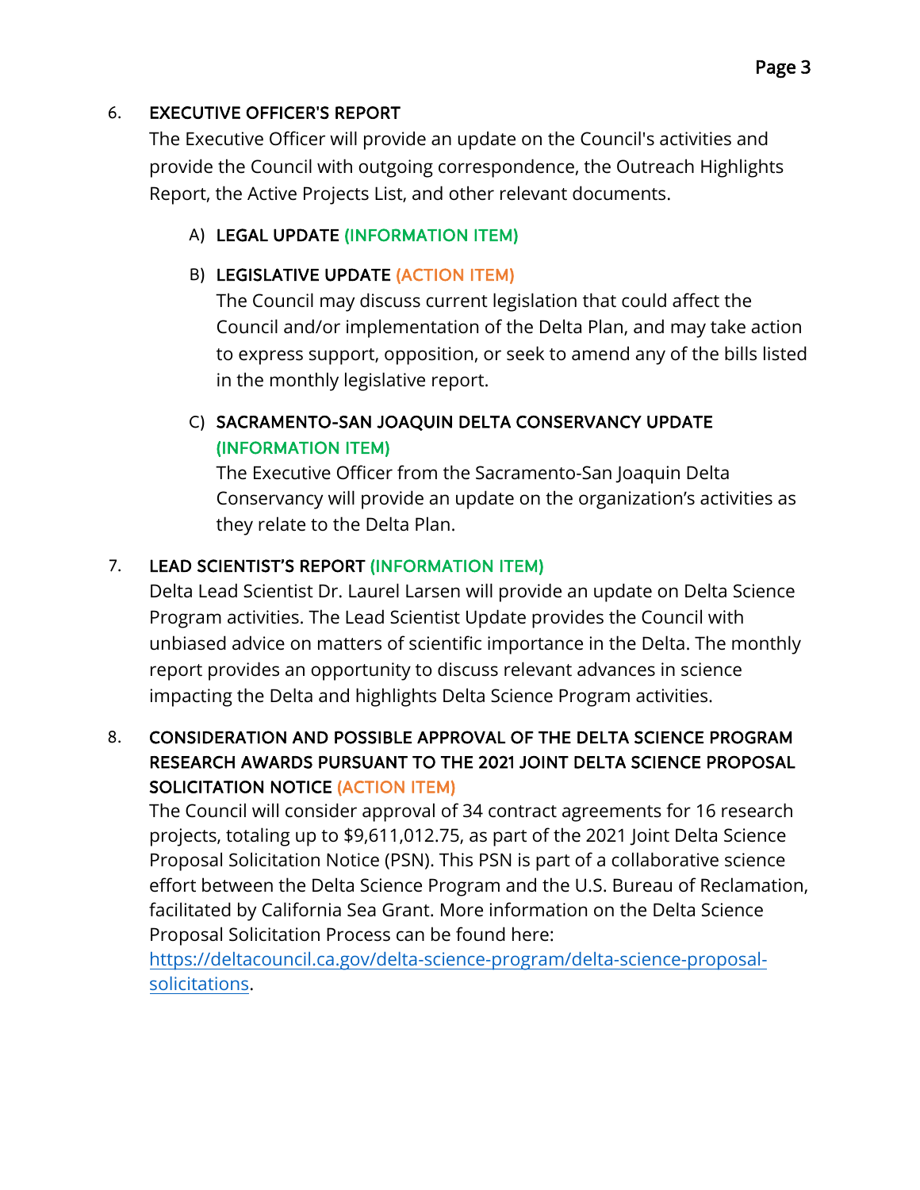6. **EXECUTIVE OFFICER'S REPORT**
   The Executive Officer will provide an update on the Council's activities and provide the Council with outgoing correspondence, the Outreach Highlights Report, the Active Projects List, and other relevant documents.

   A) **LEGAL UPDATE (INFORMATION ITEM)**

   B) **LEGISLATIVE UPDATE (ACTION ITEM)**
   The Council may discuss current legislation that could affect the Council and/or implementation of the Delta Plan, and may take action to express support, opposition, or seek to amend any of the bills listed in the monthly legislative report.

   C) **SACRAMENTO-SAN JOAQUIN DELTA CONSERVANCY UPDATE (INFORMATION ITEM)**
   The Executive Officer from the Sacramento-San Joaquin Delta Conservancy will provide an update on the organization's activities as they relate to the Delta Plan.

7. **LEAD SCIENTIST'S REPORT (INFORMATION ITEM)**
   Delta Lead Scientist Dr. Laurel Larsen will provide an update on Delta Science Program activities. The Lead Scientist Update provides the Council with unbiased advice on matters of scientific importance in the Delta. The monthly report provides an opportunity to discuss relevant advances in science impacting the Delta and highlights Delta Science Program activities.

8. **CONSIDERATION AND POSSIBLE APPROVAL OF THE DELTA SCIENCE PROGRAM RESEARCH AWARDS PURSUANT TO THE 2021 JOINT DELTA SCIENCE PROPOSAL SOLICITATION NOTICE (ACTION ITEM)**
   The Council will consider approval of 34 contract agreements for 16 research projects, totaling up to $9,611,012.75, as part of the 2021 Joint Delta Science Proposal Solicitation Notice (PSN). This PSN is part of a collaborative science effort between the Delta Science Program and the U.S. Bureau of Reclamation, facilitated by California Sea Grant. More information on the Delta Science Proposal Solicitation Process can be found here: [https://deltacouncil.ca.gov/delta-science-program/delta-science-proposal-solicitations](https://deltacouncil.ca.gov/delta-science-program/delta-science-proposal-solicitations).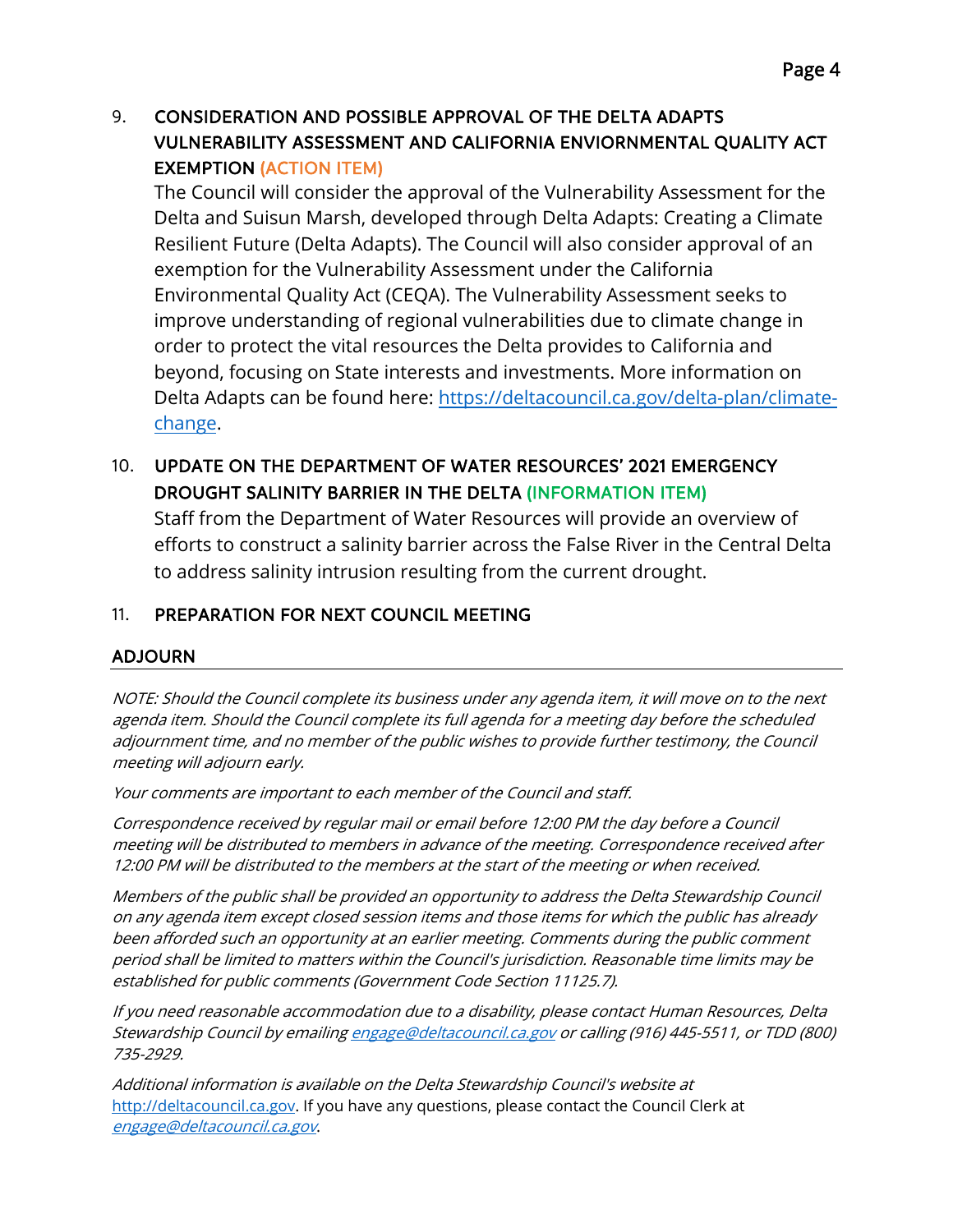9. **CONSIDERATION AND POSSIBLE APPROVAL OF THE DELTA ADAPTS VULNERABILITY ASSESSMENT AND CALIFORNIA ENVIORNMENTAL QUALITY ACT EXEMPTION (ACTION ITEM)**
   
   The Council will consider the approval of the Vulnerability Assessment for the Delta and Suisun Marsh, developed through Delta Adapts: Creating a Climate Resilient Future (Delta Adapts). The Council will also consider approval of an exemption for the Vulnerability Assessment under the California Environmental Quality Act (CEQA). The Vulnerability Assessment seeks to improve understanding of regional vulnerabilities due to climate change in order to protect the vital resources the Delta provides to California and beyond, focusing on State interests and investments. More information on Delta Adapts can be found here: https://deltacouncil.ca.gov/delta-plan/climate-change.

10. **UPDATE ON THE DEPARTMENT OF WATER RESOURCES' 2021 EMERGENCY DROUGHT SALINITY BARRIER IN THE DELTA (INFORMATION ITEM)**
    
    Staff from the Department of Water Resources will provide an overview of efforts to construct a salinity barrier across the False River in the Central Delta to address salinity intrusion resulting from the current drought.

11. **PREPARATION FOR NEXT COUNCIL MEETING**

## ADJOURN

*NOTE: Should the Council complete its business under any agenda item, it will move on to the next agenda item. Should the Council complete its full agenda for a meeting day before the scheduled adjournment time, and no member of the public wishes to provide further testimony, the Council meeting will adjourn early.*

*Your comments are important to each member of the Council and staff.*

*Correspondence received by regular mail or email before 12:00 PM the day before a Council meeting will be distributed to members in advance of the meeting. Correspondence received after 12:00 PM will be distributed to the members at the start of the meeting or when received.*

*Members of the public shall be provided an opportunity to address the Delta Stewardship Council on any agenda item except closed session items and those items for which the public has already been afforded such an opportunity at an earlier meeting. Comments during the public comment period shall be limited to matters within the Council's jurisdiction. Reasonable time limits may be established for public comments (Government Code Section 11125.7).*

*If you need reasonable accommodation due to a disability, please contact Human Resources, Delta Stewardship Council by emailing engage@deltacouncil.ca.gov or calling (916) 445-5511, or TDD (800) 735-2929.*

*Additional information is available on the Delta Stewardship Council's website at* http://deltacouncil.ca.gov. If you have any questions, please contact the Council Clerk at *engage@deltacouncil.ca.gov*.